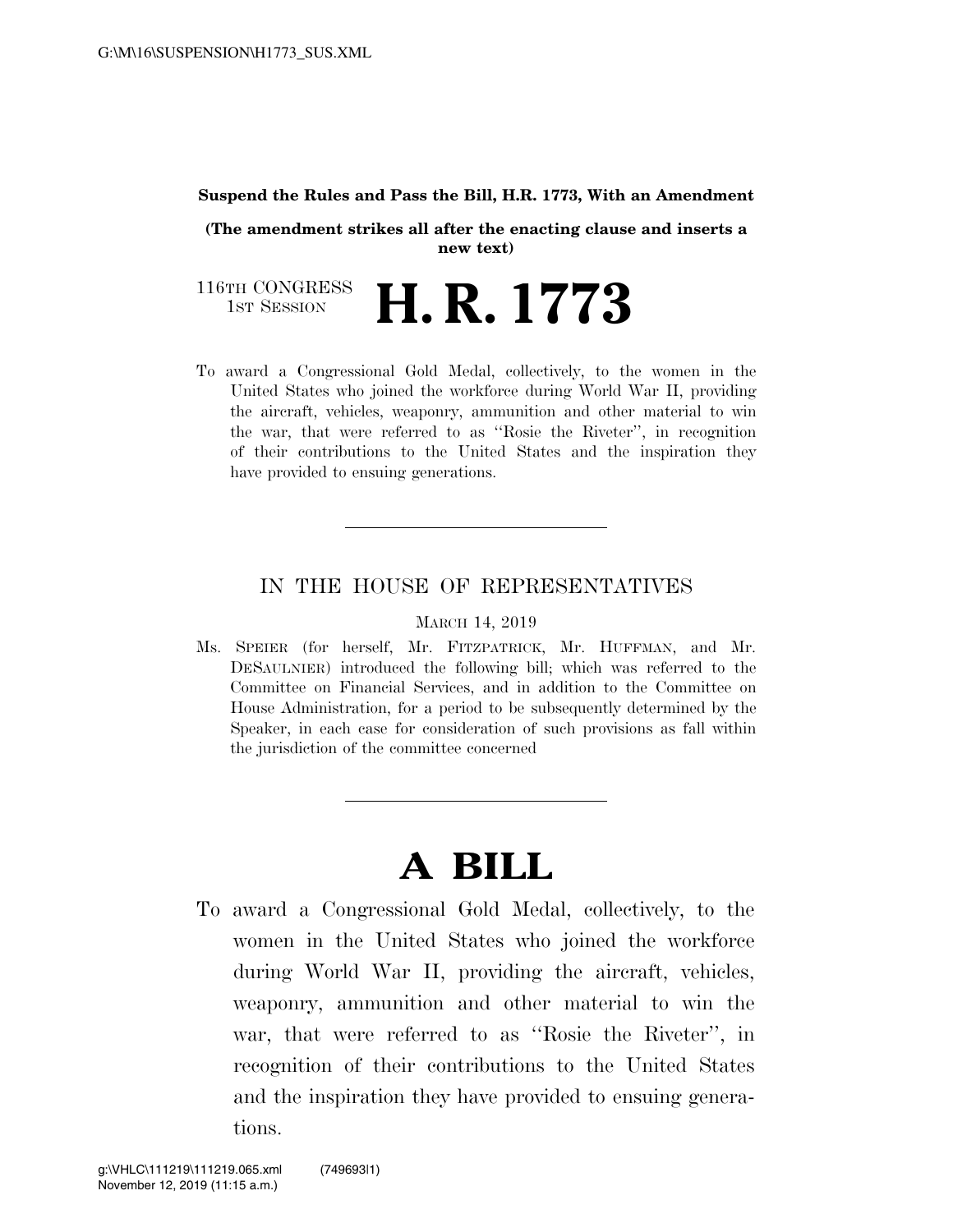**Suspend the Rules and Pass the Bill, H.R. 1773, With an Amendment**

**(The amendment strikes all after the enacting clause and inserts a new text)**

116TH CONGRESS
1ST SESSION

# H. R. 1773

To award a Congressional Gold Medal, collectively, to the women in the United States who joined the workforce during World War II, providing the aircraft, vehicles, weaponry, ammunition and other material to win the war, that were referred to as "Rosie the Riveter", in recognition of their contributions to the United States and the inspiration they have provided to ensuing generations.

---

IN THE HOUSE OF REPRESENTATIVES

MARCH 14, 2019

Ms. SPEIER (for herself, Mr. FITZPATRICK, Mr. HUFFMAN, and Mr. DESAULNIER) introduced the following bill; which was referred to the Committee on Financial Services, and in addition to the Committee on House Administration, for a period to be subsequently determined by the Speaker, in each case for consideration of such provisions as fall within the jurisdiction of the committee concerned

---

# A BILL

To award a Congressional Gold Medal, collectively, to the women in the United States who joined the workforce during World War II, providing the aircraft, vehicles, weaponry, ammunition and other material to win the war, that were referred to as "Rosie the Riveter", in recognition of their contributions to the United States and the inspiration they have provided to ensuing generations.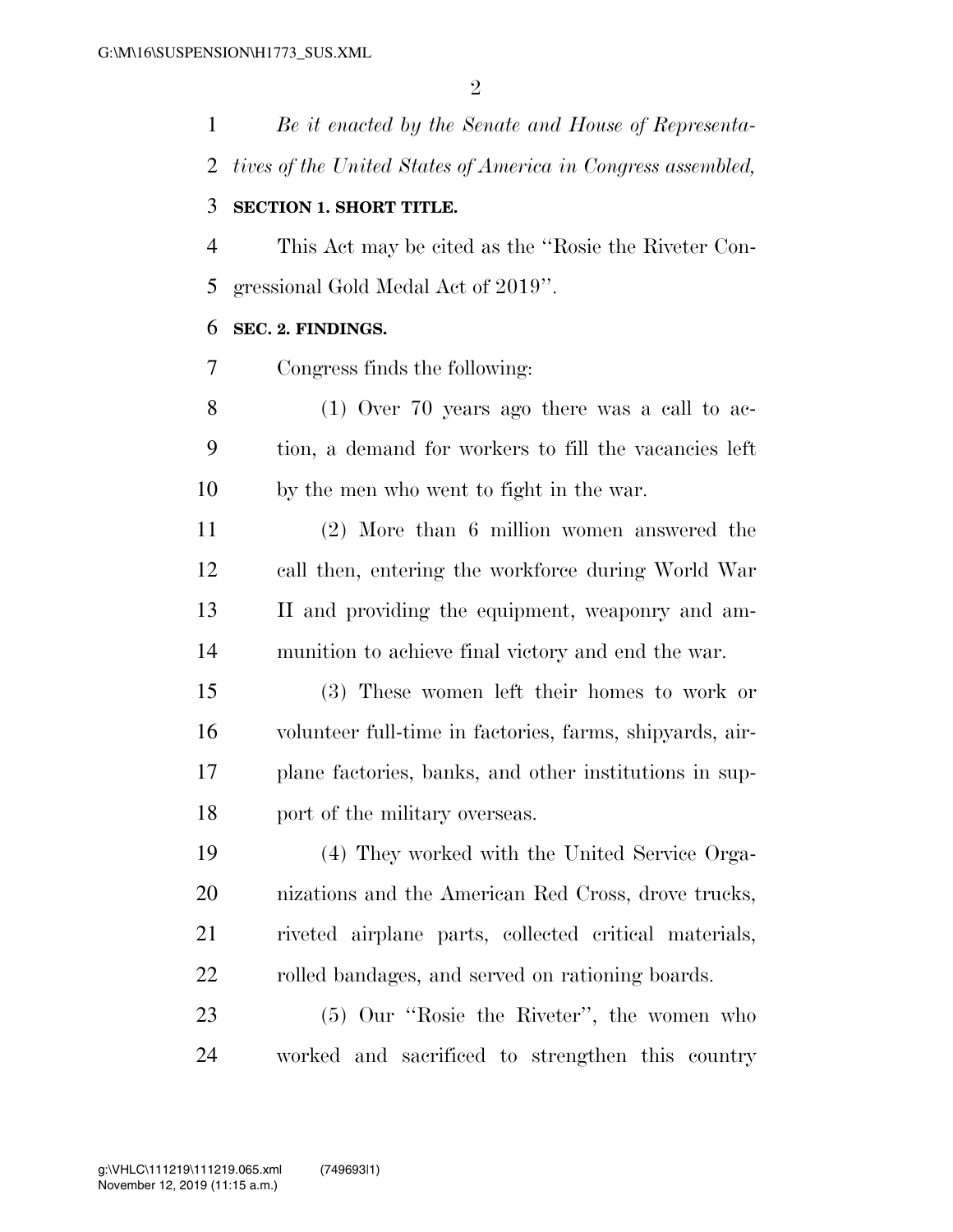*Be it enacted by the Senate and House of Representatives of the United States of America in Congress assembled,*

**SECTION 1. SHORT TITLE.**

This Act may be cited as the "Rosie the Riveter Congressional Gold Medal Act of 2019".

**SEC. 2. FINDINGS.**

Congress finds the following:

(1) Over 70 years ago there was a call to action, a demand for workers to fill the vacancies left by the men who went to fight in the war.

(2) More than 6 million women answered the call then, entering the workforce during World War II and providing the equipment, weaponry and ammunition to achieve final victory and end the war.

(3) These women left their homes to work or volunteer full-time in factories, farms, shipyards, airplane factories, banks, and other institutions in support of the military overseas.

(4) They worked with the United Service Organizations and the American Red Cross, drove trucks, riveted airplane parts, collected critical materials, rolled bandages, and served on rationing boards.

(5) Our "Rosie the Riveter", the women who worked and sacrificed to strengthen this country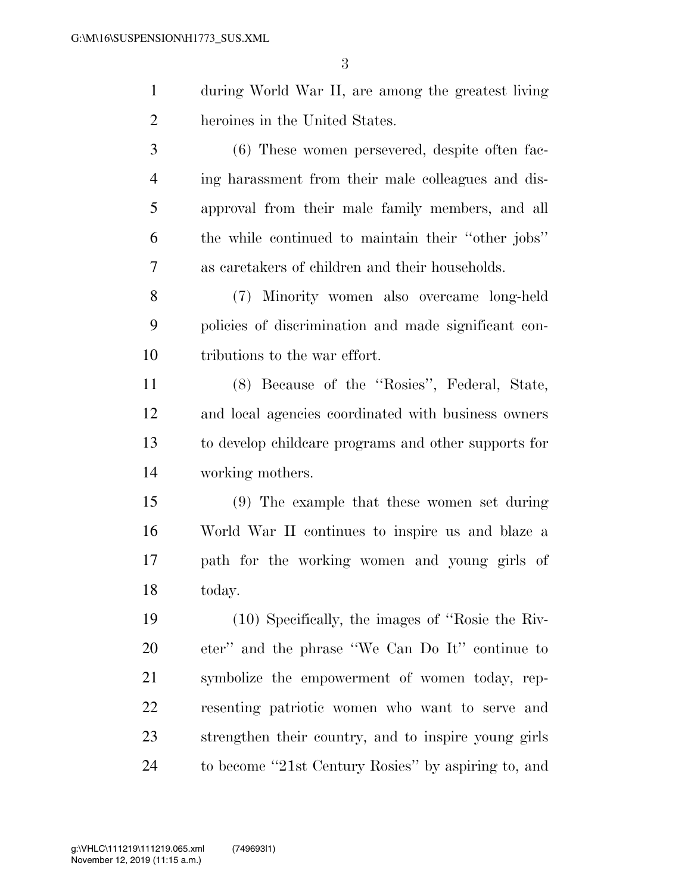during World War II, are among the greatest living heroines in the United States.

(6) These women persevered, despite often facing harassment from their male colleagues and disapproval from their male family members, and all the while continued to maintain their ''other jobs'' as caretakers of children and their households.

(7) Minority women also overcame long-held policies of discrimination and made significant contributions to the war effort.

(8) Because of the ''Rosies'', Federal, State, and local agencies coordinated with business owners to develop childcare programs and other supports for working mothers.

(9) The example that these women set during World War II continues to inspire us and blaze a path for the working women and young girls of today.

(10) Specifically, the images of ''Rosie the Riveter'' and the phrase ''We Can Do It'' continue to symbolize the empowerment of women today, representing patriotic women who want to serve and strengthen their country, and to inspire young girls to become ''21st Century Rosies'' by aspiring to, and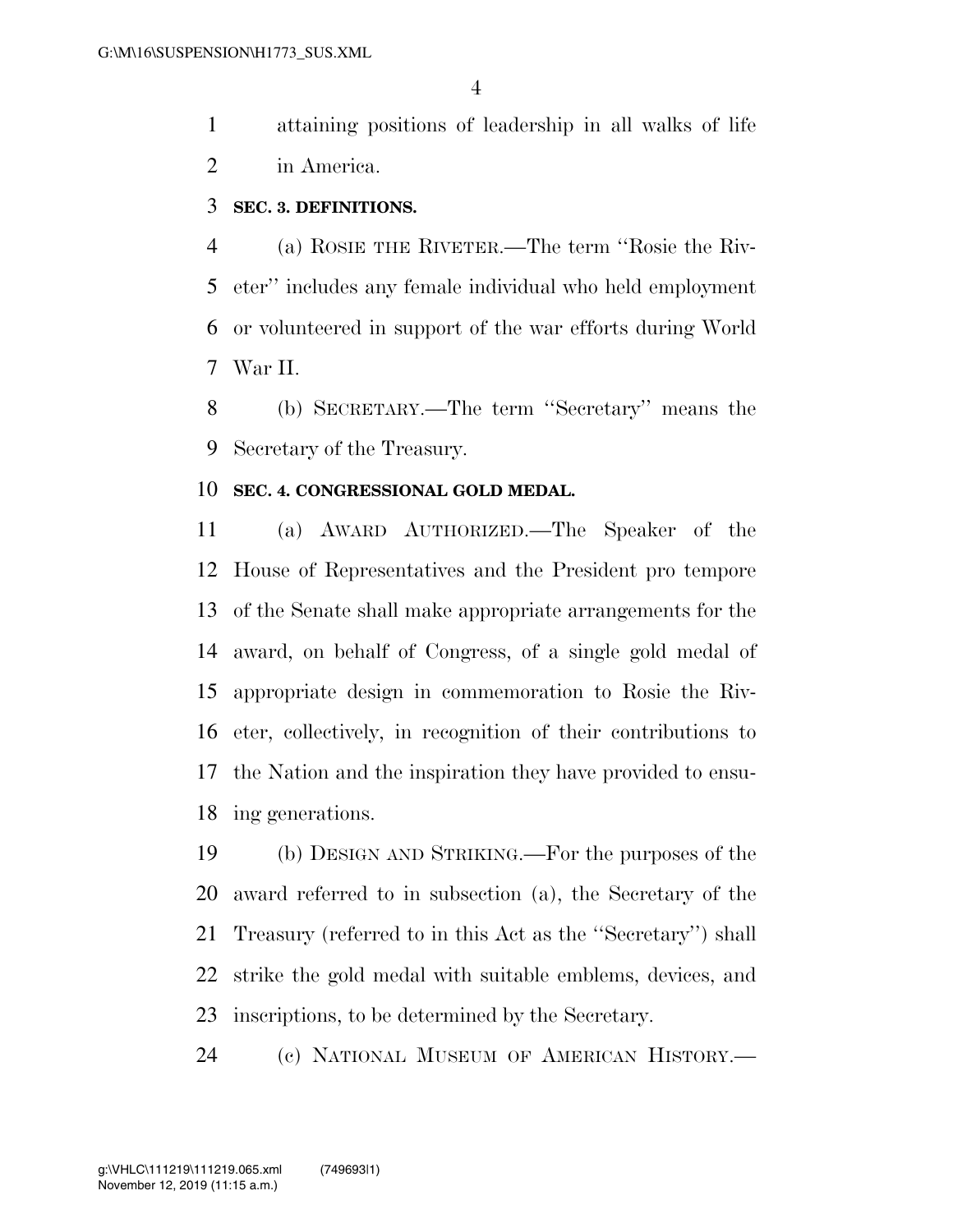attaining positions of leadership in all walks of life in America.

**SEC. 3. DEFINITIONS.**

(a) ROSIE THE RIVETER.—The term ''Rosie the Riveter'' includes any female individual who held employment or volunteered in support of the war efforts during World War II.

(b) SECRETARY.—The term ''Secretary'' means the Secretary of the Treasury.

**SEC. 4. CONGRESSIONAL GOLD MEDAL.**

(a) AWARD AUTHORIZED.—The Speaker of the House of Representatives and the President pro tempore of the Senate shall make appropriate arrangements for the award, on behalf of Congress, of a single gold medal of appropriate design in commemoration to Rosie the Riveter, collectively, in recognition of their contributions to the Nation and the inspiration they have provided to ensuing generations.

(b) DESIGN AND STRIKING.—For the purposes of the award referred to in subsection (a), the Secretary of the Treasury (referred to in this Act as the ''Secretary'') shall strike the gold medal with suitable emblems, devices, and inscriptions, to be determined by the Secretary.

(c) NATIONAL MUSEUM OF AMERICAN HISTORY.—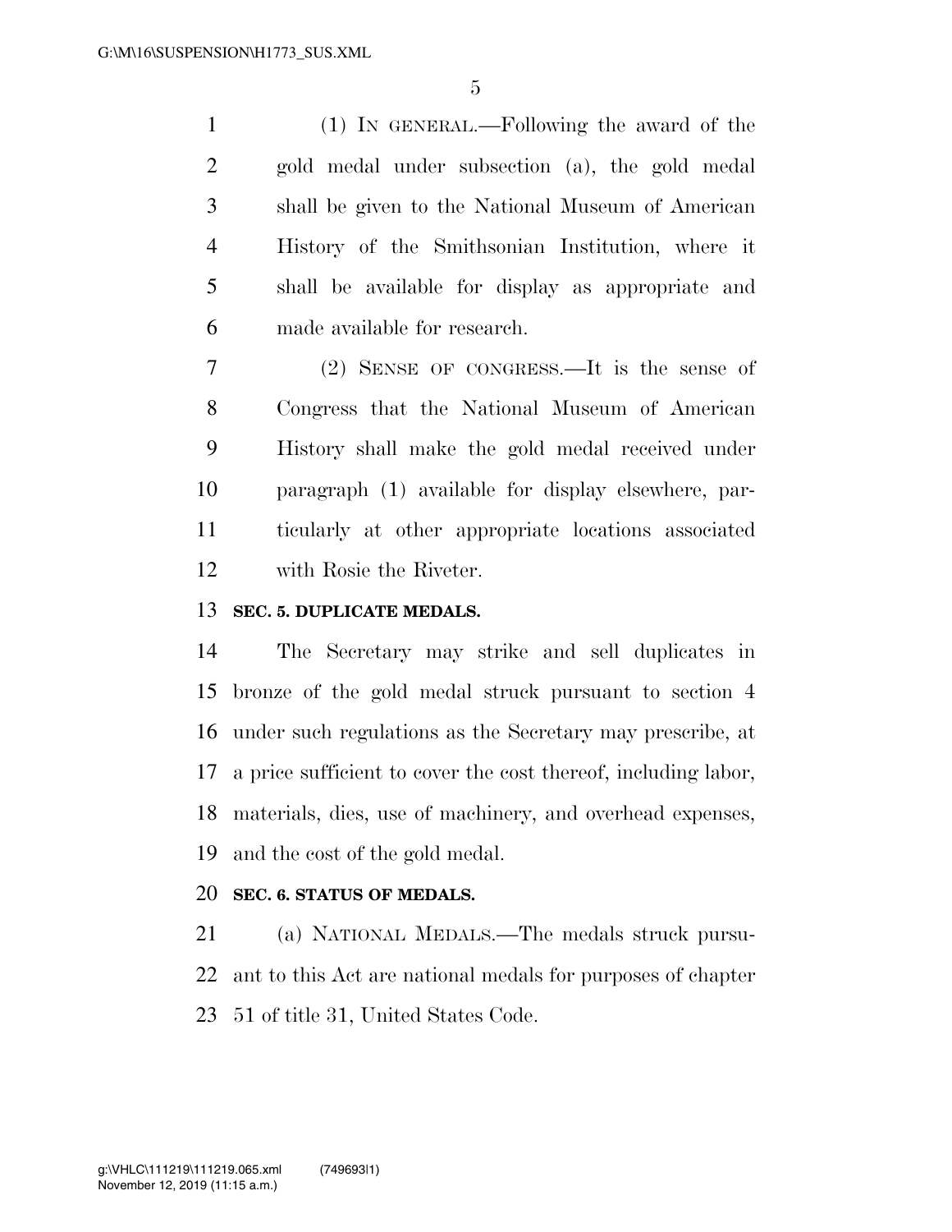(1) IN GENERAL.—Following the award of the gold medal under subsection (a), the gold medal shall be given to the National Museum of American History of the Smithsonian Institution, where it shall be available for display as appropriate and made available for research.

(2) SENSE OF CONGRESS.—It is the sense of Congress that the National Museum of American History shall make the gold medal received under paragraph (1) available for display elsewhere, particularly at other appropriate locations associated with Rosie the Riveter.

**SEC. 5. DUPLICATE MEDALS.**

The Secretary may strike and sell duplicates in bronze of the gold medal struck pursuant to section 4 under such regulations as the Secretary may prescribe, at a price sufficient to cover the cost thereof, including labor, materials, dies, use of machinery, and overhead expenses, and the cost of the gold medal.

**SEC. 6. STATUS OF MEDALS.**

(a) NATIONAL MEDALS.—The medals struck pursuant to this Act are national medals for purposes of chapter 51 of title 31, United States Code.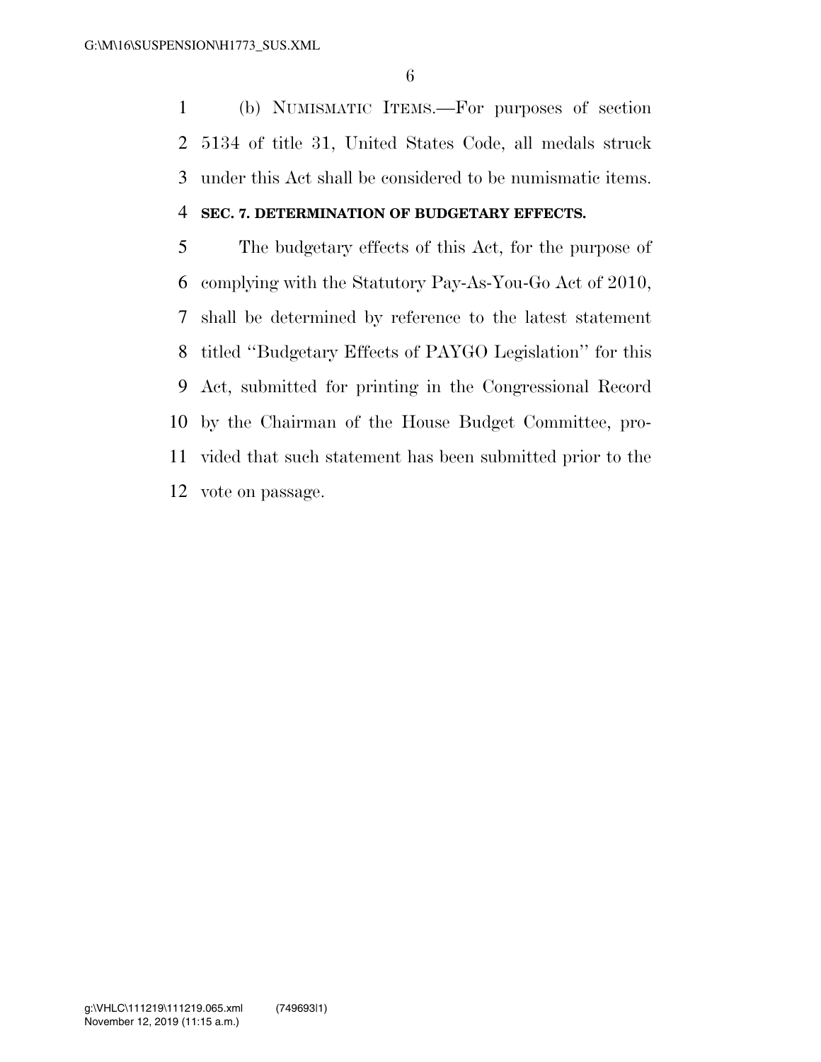(b) NUMISMATIC ITEMS.—For purposes of section 5134 of title 31, United States Code, all medals struck under this Act shall be considered to be numismatic items.

**SEC. 7. DETERMINATION OF BUDGETARY EFFECTS.**

The budgetary effects of this Act, for the purpose of complying with the Statutory Pay-As-You-Go Act of 2010, shall be determined by reference to the latest statement titled ''Budgetary Effects of PAYGO Legislation'' for this Act, submitted for printing in the Congressional Record by the Chairman of the House Budget Committee, provided that such statement has been submitted prior to the vote on passage.